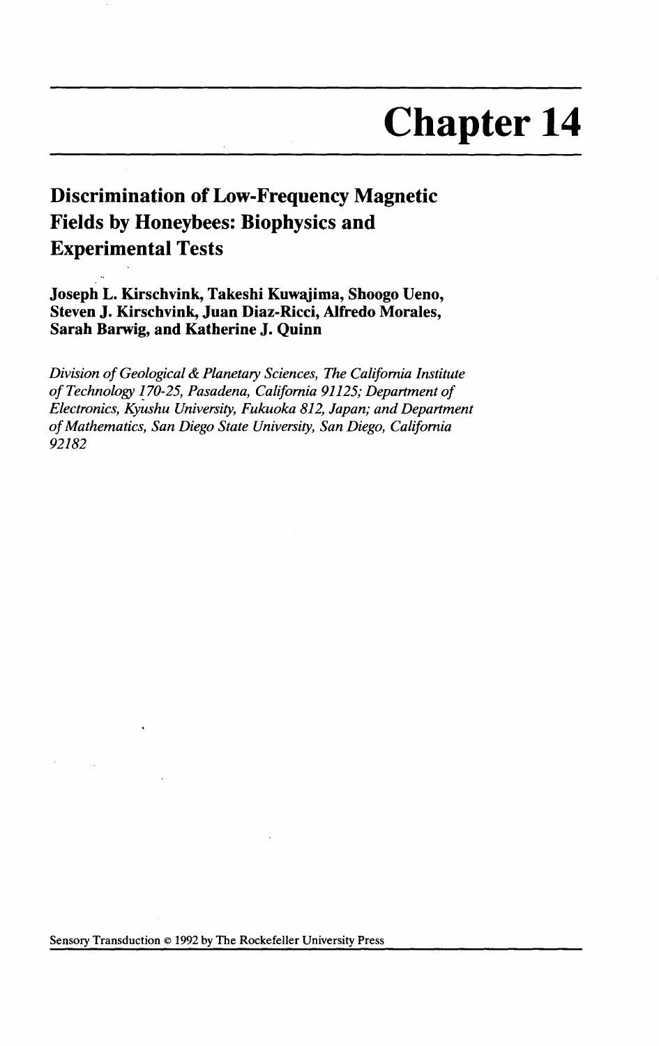# Chapter 14

## Discrimination of Low-Frequency Magnetic Fields by Honeybees: Biophysics and Experimental Tests

**Joseph L. Kirschvink, Takeshi Kuwajima, Shoogo Ueno, Steven J. Kirschvink, Juan Diaz-Ricci, Alfredo Morales, Sarah Barwig, and Katherine J. Quinn**

*Division of Geological & Planetary Sciences, The California Institute of Technology 170-25, Pasadena, California 91125; Department of Electronics, Kyushu University, Fukuoka 812, Japan; and Department of Mathematics, San Diego State University, San Diego, California 92182*

Sensory Transduction © 1992 by The Rockefeller University Press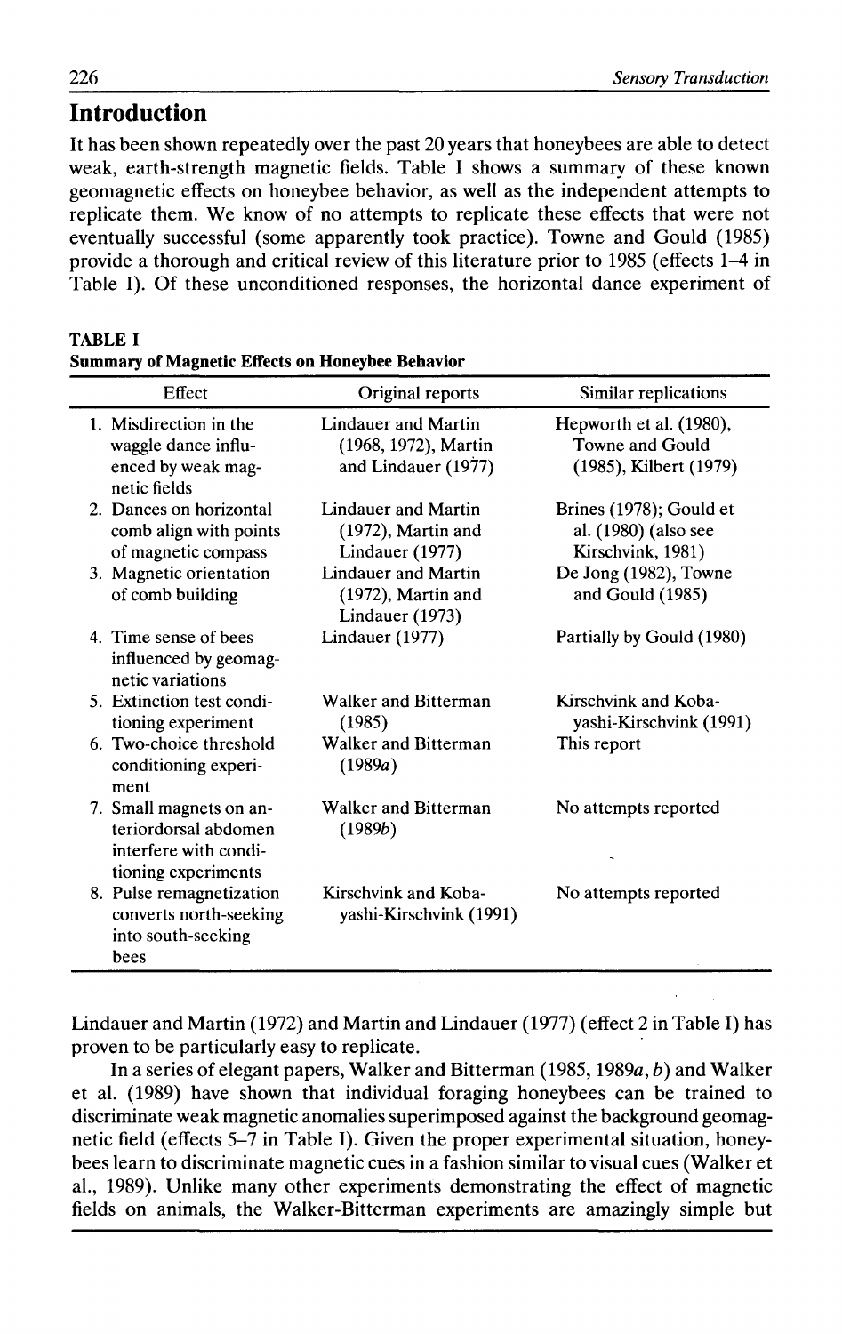## Introduction

It has been shown repeatedly over the past 20 years that honeybees are able to detect weak, earth-strength magnetic fields. Table I shows a summary of these known geomagnetic effects on honeybee behavior, as well as the independent attempts to replicate them. We know of no attempts to replicate these effects that were not eventually successful (some apparently took practice). Towne and Gould (1985) provide a thorough and critical review of this literature prior to 1985 (effects 1–4 in Table I). Of these unconditioned responses, the horizontal dance experiment of Lindauer and Martin (1972) and Martin and Lindauer (1977) (effect 2 in Table I) has proven to be particularly easy to replicate.

**TABLE I**
**Summary of Magnetic Effects on Honeybee Behavior**

| Effect | Original reports | Similar replications |
|---|---|---|
| 1. Misdirection in the waggle dance influenced by weak magnetic fields | Lindauer and Martin (1968, 1972), Martin and Lindauer (1977) | Hepworth et al. (1980), Towne and Gould (1985), Kilbert (1979) |
| 2. Dances on horizontal comb align with points of magnetic compass | Lindauer and Martin (1972), Martin and Lindauer (1977) | Brines (1978); Gould et al. (1980) (also see Kirschvink, 1981) |
| 3. Magnetic orientation of comb building | Lindauer and Martin (1972), Martin and Lindauer (1973) | De Jong (1982), Towne and Gould (1985) |
| 4. Time sense of bees influenced by geomagnetic variations | Lindauer (1977) | Partially by Gould (1980) |
| 5. Extinction test conditioning experiment | Walker and Bitterman (1985) | Kirschvink and Kobayashi-Kirschvink (1991) |
| 6. Two-choice threshold conditioning experiment | Walker and Bitterman (1989*a*) | This report |
| 7. Small magnets on anteriordorsal abdomen interfere with conditioning experiments | Walker and Bitterman (1989*b*) | No attempts reported |
| 8. Pulse remagnetization converts north-seeking into south-seeking bees | Kirschvink and Kobayashi-Kirschvink (1991) | No attempts reported |

In a series of elegant papers, Walker and Bitterman (1985, 1989*a*, *b*) and Walker et al. (1989) have shown that individual foraging honeybees can be trained to discriminate weak magnetic anomalies superimposed against the background geomagnetic field (effects 5–7 in Table I). Given the proper experimental situation, honeybees learn to discriminate magnetic cues in a fashion similar to visual cues (Walker et al., 1989). Unlike many other experiments demonstrating the effect of magnetic fields on animals, the Walker-Bitterman experiments are amazingly simple but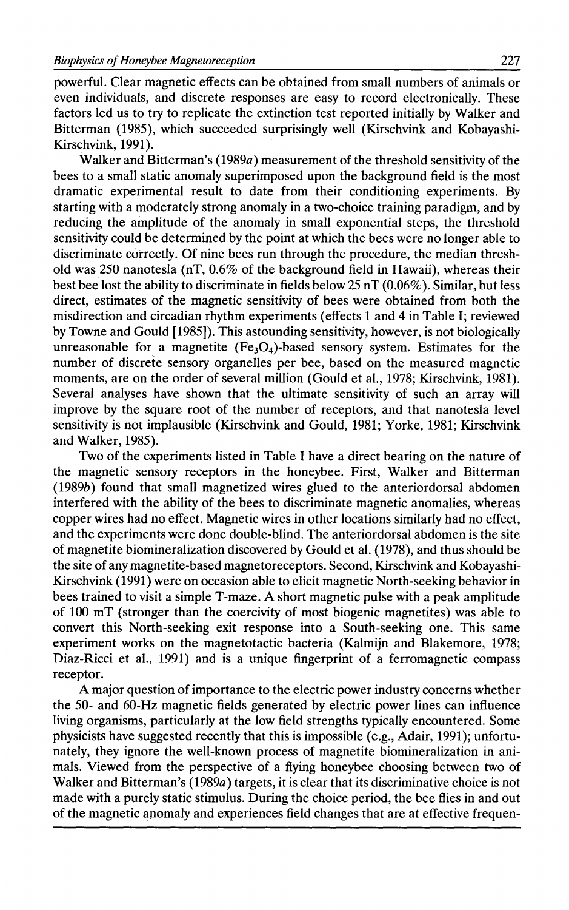powerful. Clear magnetic effects can be obtained from small numbers of animals or even individuals, and discrete responses are easy to record electronically. These factors led us to try to replicate the extinction test reported initially by Walker and Bitterman (1985), which succeeded surprisingly well (Kirschvink and Kobayashi-Kirschvink, 1991).

Walker and Bitterman's (1989*a*) measurement of the threshold sensitivity of the bees to a small static anomaly superimposed upon the background field is the most dramatic experimental result to date from their conditioning experiments. By starting with a moderately strong anomaly in a two-choice training paradigm, and by reducing the amplitude of the anomaly in small exponential steps, the threshold sensitivity could be determined by the point at which the bees were no longer able to discriminate correctly. Of nine bees run through the procedure, the median threshold was 250 nanotesla (nT, 0.6% of the background field in Hawaii), whereas their best bee lost the ability to discriminate in fields below 25 nT (0.06%). Similar, but less direct, estimates of the magnetic sensitivity of bees were obtained from both the misdirection and circadian rhythm experiments (effects 1 and 4 in Table I; reviewed by Towne and Gould [1985]). This astounding sensitivity, however, is not biologically unreasonable for a magnetite ($Fe_3O_4$)-based sensory system. Estimates for the number of discrete sensory organelles per bee, based on the measured magnetic moments, are on the order of several million (Gould et al., 1978; Kirschvink, 1981). Several analyses have shown that the ultimate sensitivity of such an array will improve by the square root of the number of receptors, and that nanotesla level sensitivity is not implausible (Kirschvink and Gould, 1981; Yorke, 1981; Kirschvink and Walker, 1985).

Two of the experiments listed in Table I have a direct bearing on the nature of the magnetic sensory receptors in the honeybee. First, Walker and Bitterman (1989*b*) found that small magnetized wires glued to the anteriordorsal abdomen interfered with the ability of the bees to discriminate magnetic anomalies, whereas copper wires had no effect. Magnetic wires in other locations similarly had no effect, and the experiments were done double-blind. The anteriordorsal abdomen is the site of magnetite biomineralization discovered by Gould et al. (1978), and thus should be the site of any magnetite-based magnetoreceptors. Second, Kirschvink and Kobayashi-Kirschvink (1991) were on occasion able to elicit magnetic North-seeking behavior in bees trained to visit a simple T-maze. A short magnetic pulse with a peak amplitude of 100 mT (stronger than the coercivity of most biogenic magnetites) was able to convert this North-seeking exit response into a South-seeking one. This same experiment works on the magnetotactic bacteria (Kalmijn and Blakemore, 1978; Diaz-Ricci et al., 1991) and is a unique fingerprint of a ferromagnetic compass receptor.

A major question of importance to the electric power industry concerns whether the 50- and 60-Hz magnetic fields generated by electric power lines can influence living organisms, particularly at the low field strengths typically encountered. Some physicists have suggested recently that this is impossible (e.g., Adair, 1991); unfortunately, they ignore the well-known process of magnetite biomineralization in animals. Viewed from the perspective of a flying honeybee choosing between two of Walker and Bitterman's (1989*a*) targets, it is clear that its discriminative choice is not made with a purely static stimulus. During the choice period, the bee flies in and out of the magnetic anomaly and experiences field changes that are at effective frequen-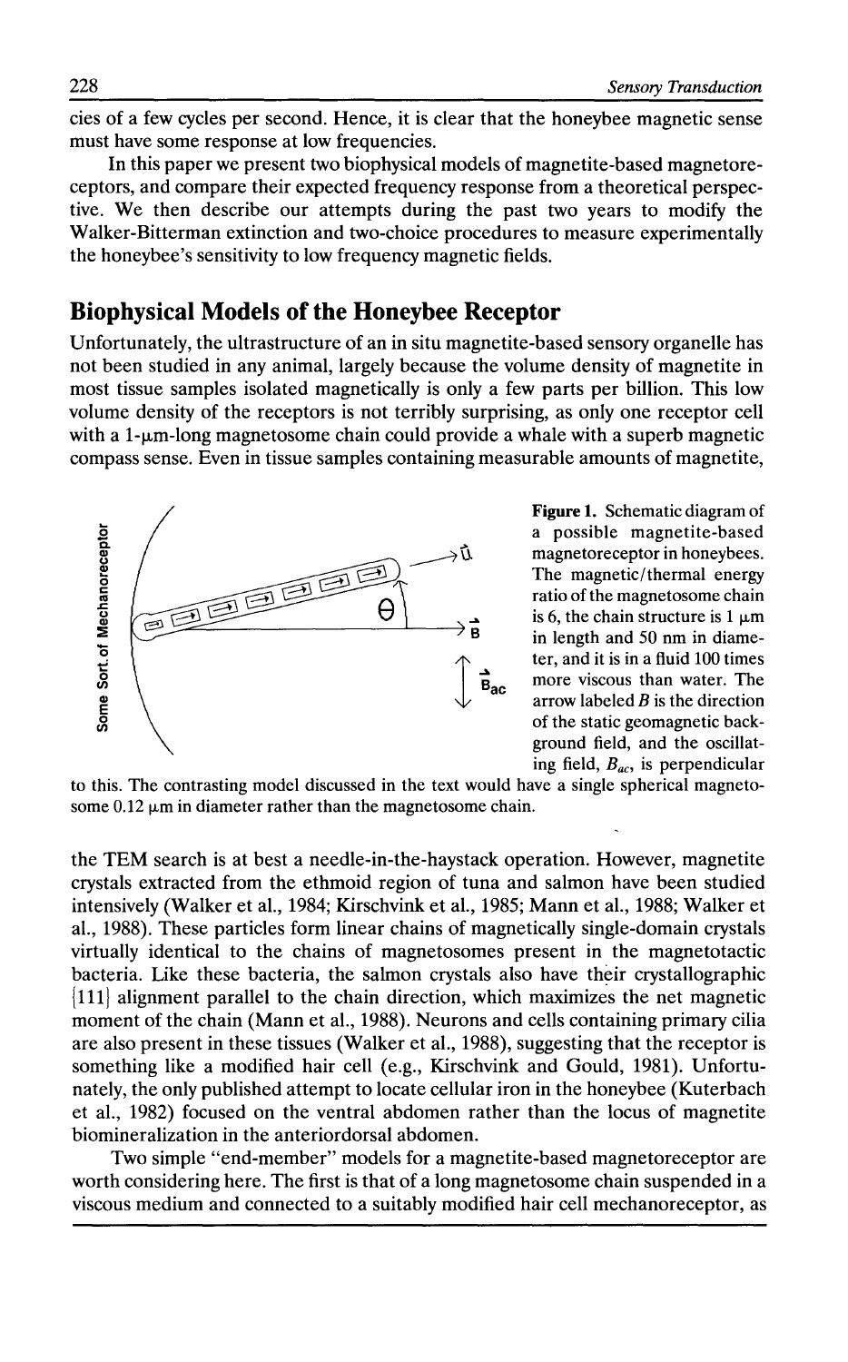cies of a few cycles per second. Hence, it is clear that the honeybee magnetic sense must have some response at low frequencies.

In this paper we present two biophysical models of magnetite-based magnetoreceptors, and compare their expected frequency response from a theoretical perspective. We then describe our attempts during the past two years to modify the Walker-Bitterman extinction and two-choice procedures to measure experimentally the honeybee's sensitivity to low frequency magnetic fields.

## Biophysical Models of the Honeybee Receptor

Unfortunately, the ultrastructure of an in situ magnetite-based sensory organelle has not been studied in any animal, largely because the volume density of magnetite in most tissue samples isolated magnetically is only a few parts per billion. This low volume density of the receptors is not terribly surprising, as only one receptor cell with a 1-μm-long magnetosome chain could provide a whale with a superb magnetic compass sense. Even in tissue samples containing measurable amounts of magnetite, the TEM search is at best a needle-in-the-haystack operation. However, magnetite crystals extracted from the ethmoid region of tuna and salmon have been studied intensively (Walker et al., 1984; Kirschvink et al., 1985; Mann et al., 1988; Walker et al., 1988). These particles form linear chains of magnetically single-domain crystals virtually identical to the chains of magnetosomes present in the magnetotactic bacteria. Like these bacteria, the salmon crystals also have their crystallographic {111} alignment parallel to the chain direction, which maximizes the net magnetic moment of the chain (Mann et al., 1988). Neurons and cells containing primary cilia are also present in these tissues (Walker et al., 1988), suggesting that the receptor is something like a modified hair cell (e.g., Kirschvink and Gould, 1981). Unfortunately, the only published attempt to locate cellular iron in the honeybee (Kuterbach et al., 1982) focused on the ventral abdomen rather than the locus of magnetite biomineralization in the anteriordorsal abdomen.

Some Sort of Mechanoreceptor

$\vec{u}$ $\theta$ $\vec{B}$ $\vec{B}_{ac}$

**Figure 1.** Schematic diagram of a possible magnetite-based magnetoreceptor in honeybees. The magnetic/thermal energy ratio of the magnetosome chain is 6, the chain structure is 1 μm in length and 50 nm in diameter, and it is in a fluid 100 times more viscous than water. The arrow labeled $B$ is the direction of the static geomagnetic background field, and the oscillating field, $B_{ac}$, is perpendicular to this. The contrasting model discussed in the text would have a single spherical magnetosome 0.12 μm in diameter rather than the magnetosome chain.

Two simple "end-member" models for a magnetite-based magnetoreceptor are worth considering here. The first is that of a long magnetosome chain suspended in a viscous medium and connected to a suitably modified hair cell mechanoreceptor, as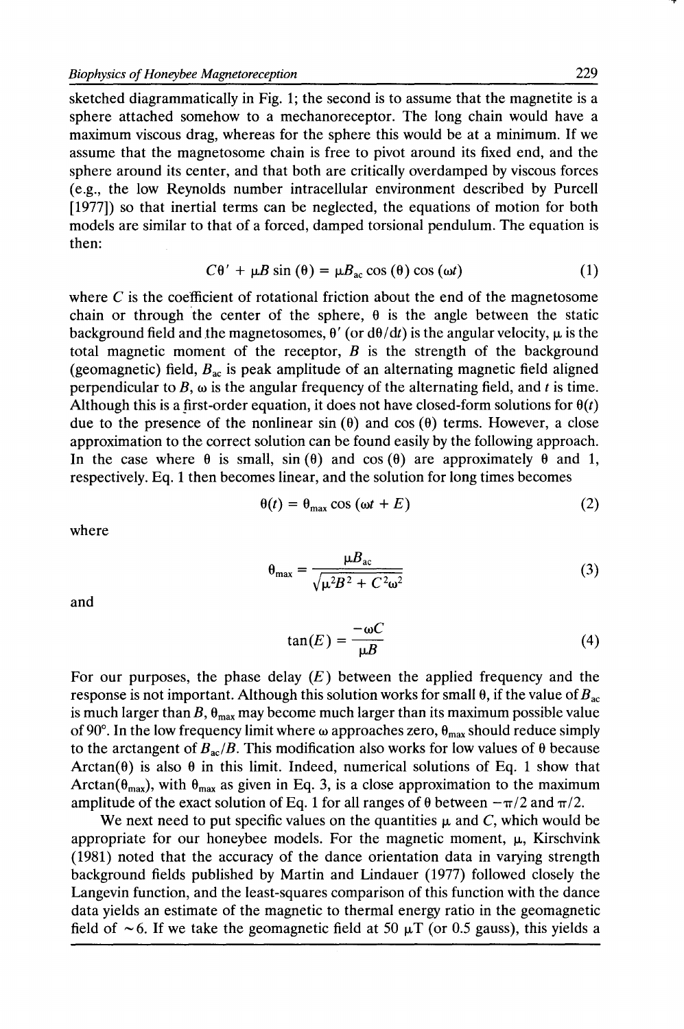sketched diagrammatically in Fig. 1; the second is to assume that the magnetite is a sphere attached somehow to a mechanoreceptor. The long chain would have a maximum viscous drag, whereas for the sphere this would be at a minimum. If we assume that the magnetosome chain is free to pivot around its fixed end, and the sphere around its center, and that both are critically overdamped by viscous forces (e.g., the low Reynolds number intracellular environment described by Purcell [1977]) so that inertial terms can be neglected, the equations of motion for both models are similar to that of a forced, damped torsional pendulum. The equation is then:

$$C\theta' + \mu B \sin(\theta) = \mu B_{ac} \cos(\theta) \cos(\omega t) \tag{1}$$

where $C$ is the coefficient of rotational friction about the end of the magnetosome chain or through the center of the sphere, $\theta$ is the angle between the static background field and the magnetosomes, $\theta'$ (or $d\theta/dt$) is the angular velocity, $\mu$ is the total magnetic moment of the receptor, $B$ is the strength of the background (geomagnetic) field, $B_{ac}$ is peak amplitude of an alternating magnetic field aligned perpendicular to $B$, $\omega$ is the angular frequency of the alternating field, and $t$ is time. Although this is a first-order equation, it does not have closed-form solutions for $\theta(t)$ due to the presence of the nonlinear $\sin(\theta)$ and $\cos(\theta)$ terms. However, a close approximation to the correct solution can be found easily by the following approach. In the case where $\theta$ is small, $\sin(\theta)$ and $\cos(\theta)$ are approximately $\theta$ and 1, respectively. Eq. 1 then becomes linear, and the solution for long times becomes

$$\theta(t) = \theta_{max} \cos(\omega t + E) \tag{2}$$

where

$$\theta_{max} = \frac{\mu B_{ac}}{\sqrt{\mu^2 B^2 + C^2 \omega^2}} \tag{3}$$

and

$$\tan(E) = \frac{-\omega C}{\mu B} \tag{4}$$

For our purposes, the phase delay ($E$) between the applied frequency and the response is not important. Although this solution works for small $\theta$, if the value of $B_{ac}$ is much larger than $B$, $\theta_{max}$ may become much larger than its maximum possible value of 90°. In the low frequency limit where $\omega$ approaches zero, $\theta_{max}$ should reduce simply to the arctangent of $B_{ac}/B$. This modification also works for low values of $\theta$ because Arctan($\theta$) is also $\theta$ in this limit. Indeed, numerical solutions of Eq. 1 show that Arctan($\theta_{max}$), with $\theta_{max}$ as given in Eq. 3, is a close approximation to the maximum amplitude of the exact solution of Eq. 1 for all ranges of $\theta$ between $-\pi/2$ and $\pi/2$.

We next need to put specific values on the quantities $\mu$ and $C$, which would be appropriate for our honeybee models. For the magnetic moment, $\mu$, Kirschvink (1981) noted that the accuracy of the dance orientation data in varying strength background fields published by Martin and Lindauer (1977) followed closely the Langevin function, and the least-squares comparison of this function with the dance data yields an estimate of the magnetic to thermal energy ratio in the geomagnetic field of ~6. If we take the geomagnetic field at 50 μT (or 0.5 gauss), this yields a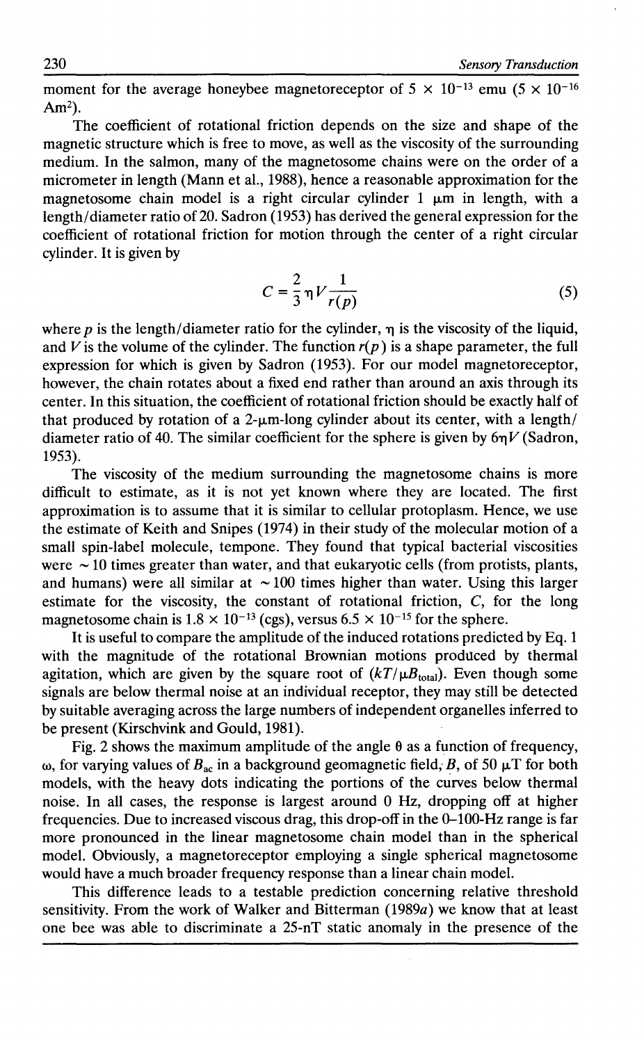moment for the average honeybee magnetoreceptor of $5 \times 10^{-13}$ emu ($5 \times 10^{-16}$ $Am^2$).

The coefficient of rotational friction depends on the size and shape of the magnetic structure which is free to move, as well as the viscosity of the surrounding medium. In the salmon, many of the magnetosome chains were on the order of a micrometer in length (Mann et al., 1988), hence a reasonable approximation for the magnetosome chain model is a right circular cylinder 1 μm in length, with a length/diameter ratio of 20. Sadron (1953) has derived the general expression for the coefficient of rotational friction for motion through the center of a right circular cylinder. It is given by

$$C = \frac{2}{3}\eta V \frac{1}{r(p)} \tag{5}$$

where $p$ is the length/diameter ratio for the cylinder, $\eta$ is the viscosity of the liquid, and $V$ is the volume of the cylinder. The function $r(p)$ is a shape parameter, the full expression for which is given by Sadron (1953). For our model magnetoreceptor, however, the chain rotates about a fixed end rather than around an axis through its center. In this situation, the coefficient of rotational friction should be exactly half of that produced by rotation of a 2-μm-long cylinder about its center, with a length/diameter ratio of 40. The similar coefficient for the sphere is given by $6\eta V$ (Sadron, 1953).

The viscosity of the medium surrounding the magnetosome chains is more difficult to estimate, as it is not yet known where they are located. The first approximation is to assume that it is similar to cellular protoplasm. Hence, we use the estimate of Keith and Snipes (1974) in their study of the molecular motion of a small spin-label molecule, tempone. They found that typical bacterial viscosities were ~10 times greater than water, and that eukaryotic cells (from protists, plants, and humans) were all similar at ~100 times higher than water. Using this larger estimate for the viscosity, the constant of rotational friction, $C$, for the long magnetosome chain is $1.8 \times 10^{-13}$ (cgs), versus $6.5 \times 10^{-15}$ for the sphere.

It is useful to compare the amplitude of the induced rotations predicted by Eq. 1 with the magnitude of the rotational Brownian motions produced by thermal agitation, which are given by the square root of $(kT/\mu B_{total})$. Even though some signals are below thermal noise at an individual receptor, they may still be detected by suitable averaging across the large numbers of independent organelles inferred to be present (Kirschvink and Gould, 1981).

Fig. 2 shows the maximum amplitude of the angle $\theta$ as a function of frequency, $\omega$, for varying values of $B_{ac}$ in a background geomagnetic field, $B$, of 50 μT for both models, with the heavy dots indicating the portions of the curves below thermal noise. In all cases, the response is largest around 0 Hz, dropping off at higher frequencies. Due to increased viscous drag, this drop-off in the 0–100-Hz range is far more pronounced in the linear magnetosome chain model than in the spherical model. Obviously, a magnetoreceptor employing a single spherical magnetosome would have a much broader frequency response than a linear chain model.

This difference leads to a testable prediction concerning relative threshold sensitivity. From the work of Walker and Bitterman (1989*a*) we know that at least one bee was able to discriminate a 25-nT static anomaly in the presence of the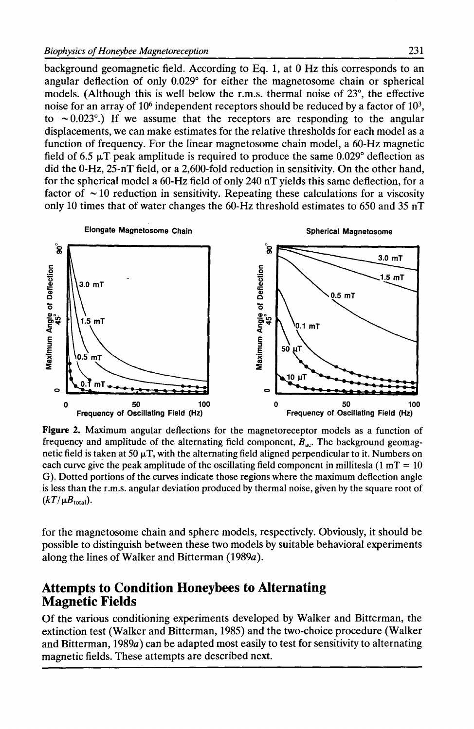background geomagnetic field. According to Eq. 1, at 0 Hz this corresponds to an angular deflection of only 0.029° for either the magnetosome chain or spherical models. (Although this is well below the r.m.s. thermal noise of 23°, the effective noise for an array of $10^6$ independent receptors should be reduced by a factor of $10^3$, to ~0.023°.) If we assume that the receptors are responding to the angular displacements, we can make estimates for the relative thresholds for each model as a function of frequency. For the linear magnetosome chain model, a 60-Hz magnetic field of 6.5 μT peak amplitude is required to produce the same 0.029° deflection as did the 0-Hz, 25-nT field, or a 2,600-fold reduction in sensitivity. On the other hand, for the spherical model a 60-Hz field of only 240 nT yields this same deflection, for a factor of ~10 reduction in sensitivity. Repeating these calculations for a viscosity only 10 times that of water changes the 60-Hz threshold estimates to 650 and 35 nT

**Figure 2.** Maximum angular deflections for the magnetoreceptor models as a function of frequency and amplitude of the alternating field component, $B_{ac}$. The background geomagnetic field is taken at 50 μT, with the alternating field aligned perpendicular to it. Numbers on each curve give the peak amplitude of the oscillating field component in millitesla (1 mT = 10 G). Dotted portions of the curves indicate those regions where the maximum deflection angle is less than the r.m.s. angular deviation produced by thermal noise, given by the square root of $(kT/\mu B_{total})$.

for the magnetosome chain and sphere models, respectively. Obviously, it should be possible to distinguish between these two models by suitable behavioral experiments along the lines of Walker and Bitterman (1989*a*).

## Attempts to Condition Honeybees to Alternating Magnetic Fields

Of the various conditioning experiments developed by Walker and Bitterman, the extinction test (Walker and Bitterman, 1985) and the two-choice procedure (Walker and Bitterman, 1989*a*) can be adapted most easily to test for sensitivity to alternating magnetic fields. These attempts are described next.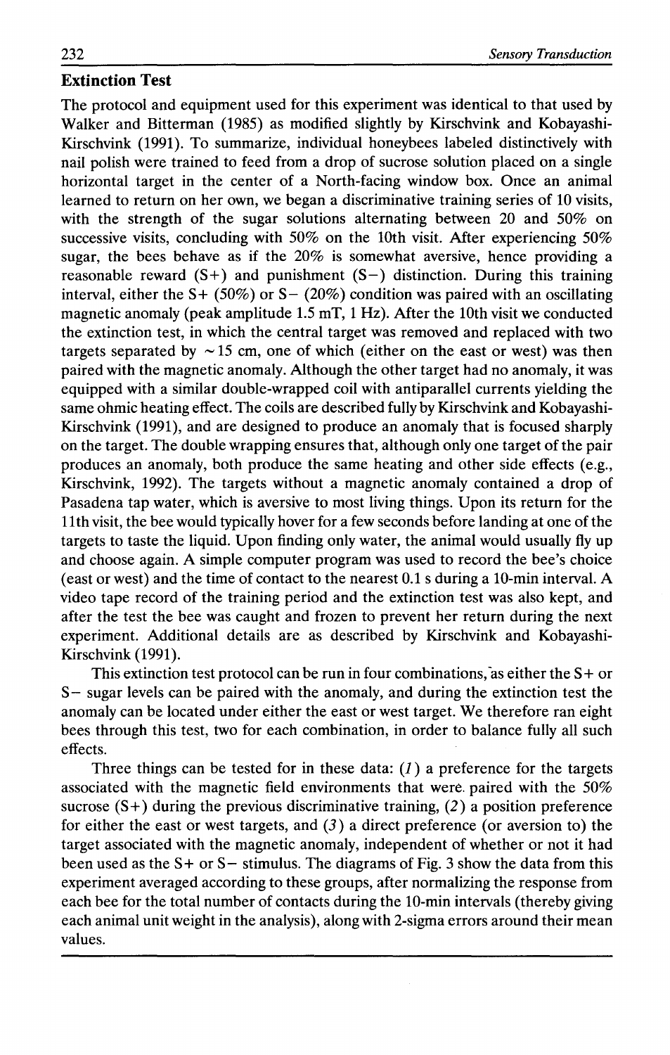## Extinction Test

The protocol and equipment used for this experiment was identical to that used by Walker and Bitterman (1985) as modified slightly by Kirschvink and Kobayashi-Kirschvink (1991). To summarize, individual honeybees labeled distinctively with nail polish were trained to feed from a drop of sucrose solution placed on a single horizontal target in the center of a North-facing window box. Once an animal learned to return on her own, we began a discriminative training series of 10 visits, with the strength of the sugar solutions alternating between 20 and 50% on successive visits, concluding with 50% on the 10th visit. After experiencing 50% sugar, the bees behave as if the 20% is somewhat aversive, hence providing a reasonable reward (S+) and punishment (S−) distinction. During this training interval, either the S+ (50%) or S− (20%) condition was paired with an oscillating magnetic anomaly (peak amplitude 1.5 mT, 1 Hz). After the 10th visit we conducted the extinction test, in which the central target was removed and replaced with two targets separated by ~15 cm, one of which (either on the east or west) was then paired with the magnetic anomaly. Although the other target had no anomaly, it was equipped with a similar double-wrapped coil with antiparallel currents yielding the same ohmic heating effect. The coils are described fully by Kirschvink and Kobayashi-Kirschvink (1991), and are designed to produce an anomaly that is focused sharply on the target. The double wrapping ensures that, although only one target of the pair produces an anomaly, both produce the same heating and other side effects (e.g., Kirschvink, 1992). The targets without a magnetic anomaly contained a drop of Pasadena tap water, which is aversive to most living things. Upon its return for the 11th visit, the bee would typically hover for a few seconds before landing at one of the targets to taste the liquid. Upon finding only water, the animal would usually fly up and choose again. A simple computer program was used to record the bee's choice (east or west) and the time of contact to the nearest 0.1 s during a 10-min interval. A video tape record of the training period and the extinction test was also kept, and after the test the bee was caught and frozen to prevent her return during the next experiment. Additional details are as described by Kirschvink and Kobayashi-Kirschvink (1991).

This extinction test protocol can be run in four combinations, as either the S+ or S− sugar levels can be paired with the anomaly, and during the extinction test the anomaly can be located under either the east or west target. We therefore ran eight bees through this test, two for each combination, in order to balance fully all such effects.

Three things can be tested for in these data: (*1*) a preference for the targets associated with the magnetic field environments that were paired with the 50% sucrose (S+) during the previous discriminative training, (*2*) a position preference for either the east or west targets, and (*3*) a direct preference (or aversion to) the target associated with the magnetic anomaly, independent of whether or not it had been used as the S+ or S− stimulus. The diagrams of Fig. 3 show the data from this experiment averaged according to these groups, after normalizing the response from each bee for the total number of contacts during the 10-min intervals (thereby giving each animal unit weight in the analysis), along with 2-sigma errors around their mean values.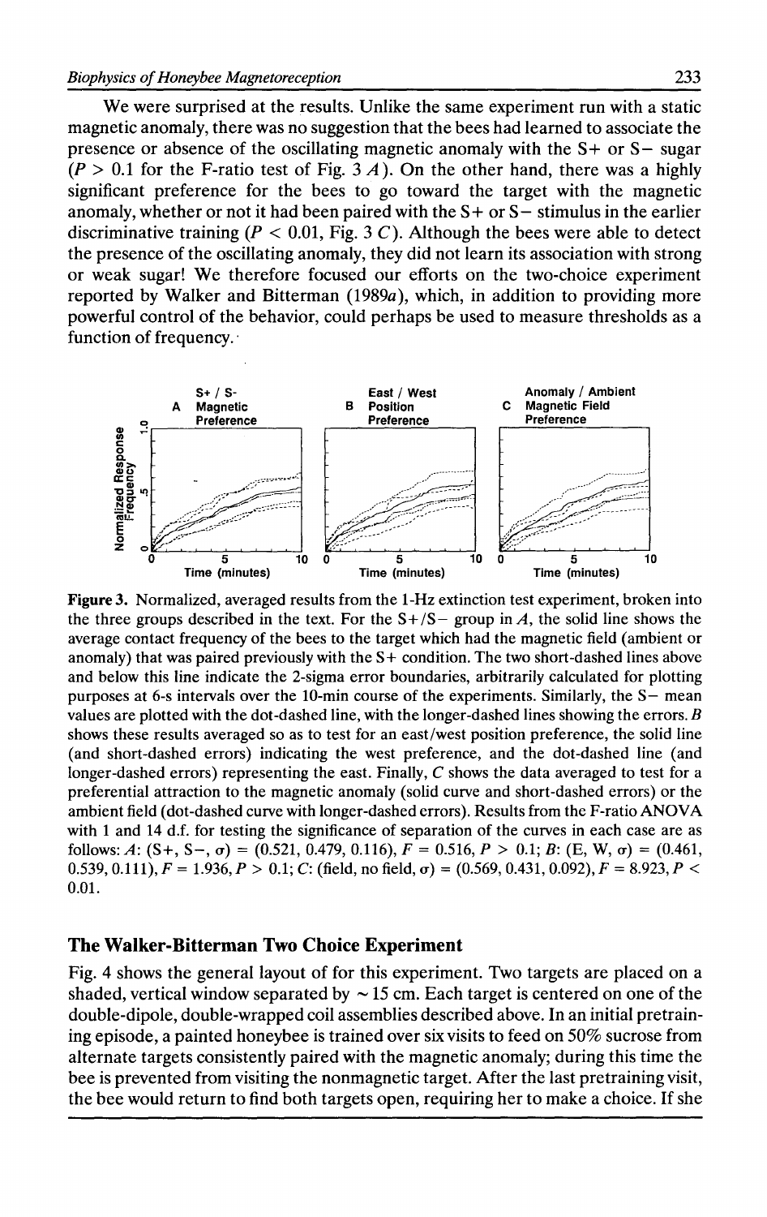We were surprised at the results. Unlike the same experiment run with a static magnetic anomaly, there was no suggestion that the bees had learned to associate the presence or absence of the oscillating magnetic anomaly with the S+ or S− sugar ($P > 0.1$ for the F-ratio test of Fig. 3 *A*). On the other hand, there was a highly significant preference for the bees to go toward the target with the magnetic anomaly, whether or not it had been paired with the S+ or S− stimulus in the earlier discriminative training ($P < 0.01$, Fig. 3 *C*). Although the bees were able to detect the presence of the oscillating anomaly, they did not learn its association with strong or weak sugar! We therefore focused our efforts on the two-choice experiment reported by Walker and Bitterman (1989*a*), which, in addition to providing more powerful control of the behavior, could perhaps be used to measure thresholds as a function of frequency.

**Figure 3.** Normalized, averaged results from the 1-Hz extinction test experiment, broken into the three groups described in the text. For the S+/S− group in *A*, the solid line shows the average contact frequency of the bees to the target which had the magnetic field (ambient or anomaly) that was paired previously with the S+ condition. The two short-dashed lines above and below this line indicate the 2-sigma error boundaries, arbitrarily calculated for plotting purposes at 6-s intervals over the 10-min course of the experiments. Similarly, the S− mean values are plotted with the dot-dashed line, with the longer-dashed lines showing the errors. *B* shows these results averaged so as to test for an east/west position preference, the solid line (and short-dashed errors) indicating the west preference, and the dot-dashed line (and longer-dashed errors) representing the east. Finally, *C* shows the data averaged to test for a preferential attraction to the magnetic anomaly (solid curve and short-dashed errors) or the ambient field (dot-dashed curve with longer-dashed errors). Results from the F-ratio ANOVA with 1 and 14 d.f. for testing the significance of separation of the curves in each case are as follows: *A*: (S+, S−, $\sigma$) = (0.521, 0.479, 0.116), $F = 0.516$, $P > 0.1$; *B*: (E, W, $\sigma$) = (0.461, 0.539, 0.111), $F = 1.936$, $P > 0.1$; *C*: (field, no field, $\sigma$) = (0.569, 0.431, 0.092), $F = 8.923$, $P < 0.01$.

## The Walker-Bitterman Two Choice Experiment

Fig. 4 shows the general layout of for this experiment. Two targets are placed on a shaded, vertical window separated by ~15 cm. Each target is centered on one of the double-dipole, double-wrapped coil assemblies described above. In an initial pretraining episode, a painted honeybee is trained over six visits to feed on 50% sucrose from alternate targets consistently paired with the magnetic anomaly; during this time the bee is prevented from visiting the nonmagnetic target. After the last pretraining visit, the bee would return to find both targets open, requiring her to make a choice. If she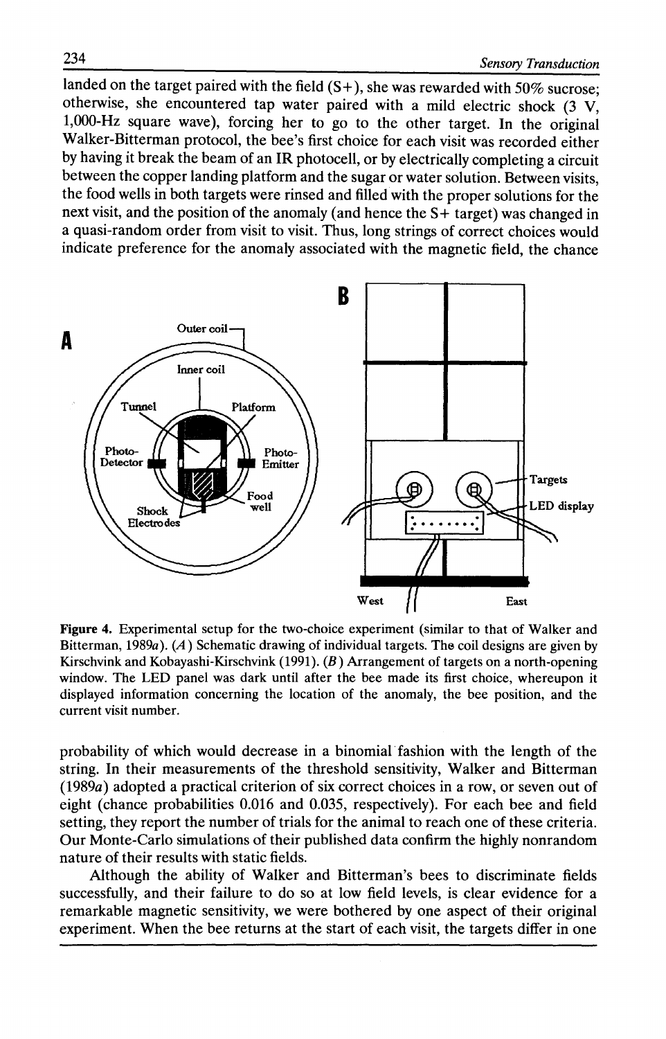landed on the target paired with the field (S+), she was rewarded with 50% sucrose; otherwise, she encountered tap water paired with a mild electric shock (3 V, 1,000-Hz square wave), forcing her to go to the other target. In the original Walker-Bitterman protocol, the bee's first choice for each visit was recorded either by having it break the beam of an IR photocell, or by electrically completing a circuit between the copper landing platform and the sugar or water solution. Between visits, the food wells in both targets were rinsed and filled with the proper solutions for the next visit, and the position of the anomaly (and hence the S+ target) was changed in a quasi-random order from visit to visit. Thus, long strings of correct choices would indicate preference for the anomaly associated with the magnetic field, the chance

**Figure 4.** Experimental setup for the two-choice experiment (similar to that of Walker and Bitterman, 1989*a*). (*A*) Schematic drawing of individual targets. The coil designs are given by Kirschvink and Kobayashi-Kirschvink (1991). (*B*) Arrangement of targets on a north-opening window. The LED panel was dark until after the bee made its first choice, whereupon it displayed information concerning the location of the anomaly, the bee position, and the current visit number.

probability of which would decrease in a binomial fashion with the length of the string. In their measurements of the threshold sensitivity, Walker and Bitterman (1989*a*) adopted a practical criterion of six correct choices in a row, or seven out of eight (chance probabilities 0.016 and 0.035, respectively). For each bee and field setting, they report the number of trials for the animal to reach one of these criteria. Our Monte-Carlo simulations of their published data confirm the highly nonrandom nature of their results with static fields.

Although the ability of Walker and Bitterman's bees to discriminate fields successfully, and their failure to do so at low field levels, is clear evidence for a remarkable magnetic sensitivity, we were bothered by one aspect of their original experiment. When the bee returns at the start of each visit, the targets differ in one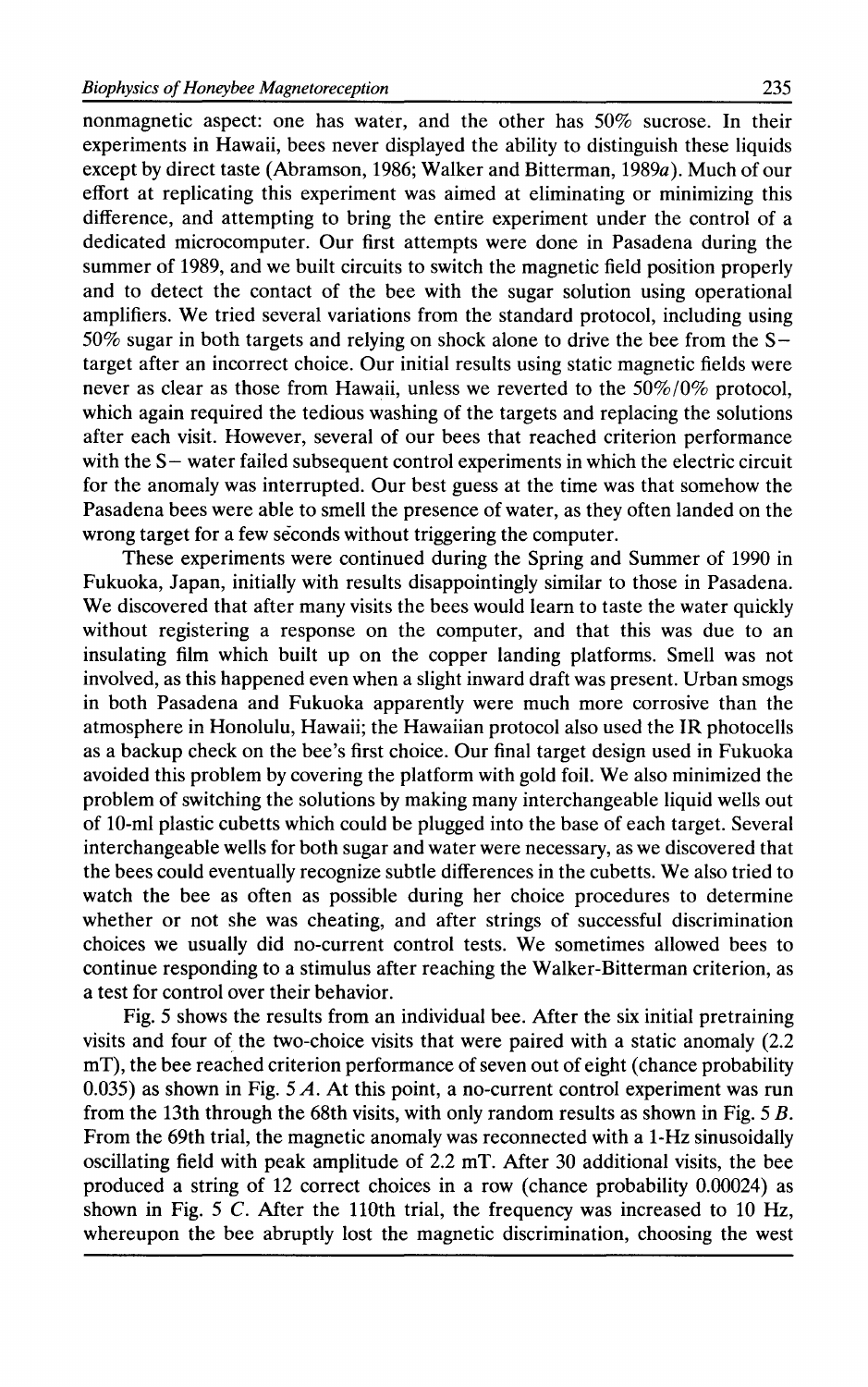nonmagnetic aspect: one has water, and the other has 50% sucrose. In their experiments in Hawaii, bees never displayed the ability to distinguish these liquids except by direct taste (Abramson, 1986; Walker and Bitterman, 1989*a*). Much of our effort at replicating this experiment was aimed at eliminating or minimizing this difference, and attempting to bring the entire experiment under the control of a dedicated microcomputer. Our first attempts were done in Pasadena during the summer of 1989, and we built circuits to switch the magnetic field position properly and to detect the contact of the bee with the sugar solution using operational amplifiers. We tried several variations from the standard protocol, including using 50% sugar in both targets and relying on shock alone to drive the bee from the S− target after an incorrect choice. Our initial results using static magnetic fields were never as clear as those from Hawaii, unless we reverted to the 50%/0% protocol, which again required the tedious washing of the targets and replacing the solutions after each visit. However, several of our bees that reached criterion performance with the S− water failed subsequent control experiments in which the electric circuit for the anomaly was interrupted. Our best guess at the time was that somehow the Pasadena bees were able to smell the presence of water, as they often landed on the wrong target for a few seconds without triggering the computer.

These experiments were continued during the Spring and Summer of 1990 in Fukuoka, Japan, initially with results disappointingly similar to those in Pasadena. We discovered that after many visits the bees would learn to taste the water quickly without registering a response on the computer, and that this was due to an insulating film which built up on the copper landing platforms. Smell was not involved, as this happened even when a slight inward draft was present. Urban smogs in both Pasadena and Fukuoka apparently were much more corrosive than the atmosphere in Honolulu, Hawaii; the Hawaiian protocol also used the IR photocells as a backup check on the bee's first choice. Our final target design used in Fukuoka avoided this problem by covering the platform with gold foil. We also minimized the problem of switching the solutions by making many interchangeable liquid wells out of 10-ml plastic cubetts which could be plugged into the base of each target. Several interchangeable wells for both sugar and water were necessary, as we discovered that the bees could eventually recognize subtle differences in the cubetts. We also tried to watch the bee as often as possible during her choice procedures to determine whether or not she was cheating, and after strings of successful discrimination choices we usually did no-current control tests. We sometimes allowed bees to continue responding to a stimulus after reaching the Walker-Bitterman criterion, as a test for control over their behavior.

Fig. 5 shows the results from an individual bee. After the six initial pretraining visits and four of the two-choice visits that were paired with a static anomaly (2.2 mT), the bee reached criterion performance of seven out of eight (chance probability 0.035) as shown in Fig. 5 *A*. At this point, a no-current control experiment was run from the 13th through the 68th visits, with only random results as shown in Fig. 5 *B*. From the 69th trial, the magnetic anomaly was reconnected with a 1-Hz sinusoidally oscillating field with peak amplitude of 2.2 mT. After 30 additional visits, the bee produced a string of 12 correct choices in a row (chance probability 0.00024) as shown in Fig. 5 *C*. After the 110th trial, the frequency was increased to 10 Hz, whereupon the bee abruptly lost the magnetic discrimination, choosing the west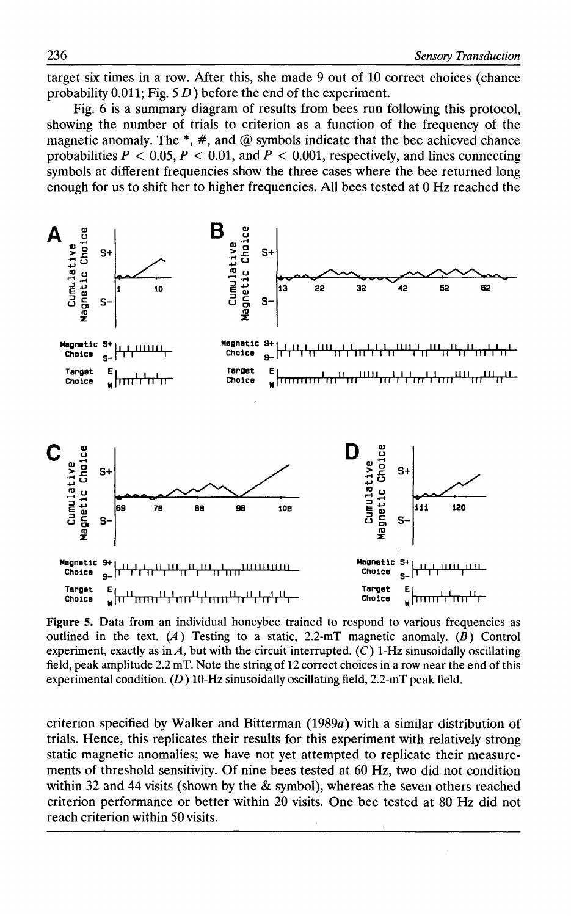target six times in a row. After this, she made 9 out of 10 correct choices (chance probability 0.011; Fig. 5 *D*) before the end of the experiment.

Fig. 6 is a summary diagram of results from bees run following this protocol, showing the number of trials to criterion as a function of the frequency of the magnetic anomaly. The *, #, and @ symbols indicate that the bee achieved chance probabilities $P < 0.05$, $P < 0.01$, and $P < 0.001$, respectively, and lines connecting symbols at different frequencies show the three cases where the bee returned long enough for us to shift her to higher frequencies. All bees tested at 0 Hz reached the

**Figure 5.** Data from an individual honeybee trained to respond to various frequencies as outlined in the text. (*A*) Testing to a static, 2.2-mT magnetic anomaly. (*B*) Control experiment, exactly as in *A*, but with the circuit interrupted. (*C*) 1-Hz sinusoidally oscillating field, peak amplitude 2.2 mT. Note the string of 12 correct choices in a row near the end of this experimental condition. (*D*) 10-Hz sinusoidally oscillating field, 2.2-mT peak field.

criterion specified by Walker and Bitterman (1989*a*) with a similar distribution of trials. Hence, this replicates their results for this experiment with relatively strong static magnetic anomalies; we have not yet attempted to replicate their measurements of threshold sensitivity. Of nine bees tested at 60 Hz, two did not condition within 32 and 44 visits (shown by the & symbol), whereas the seven others reached criterion performance or better within 20 visits. One bee tested at 80 Hz did not reach criterion within 50 visits.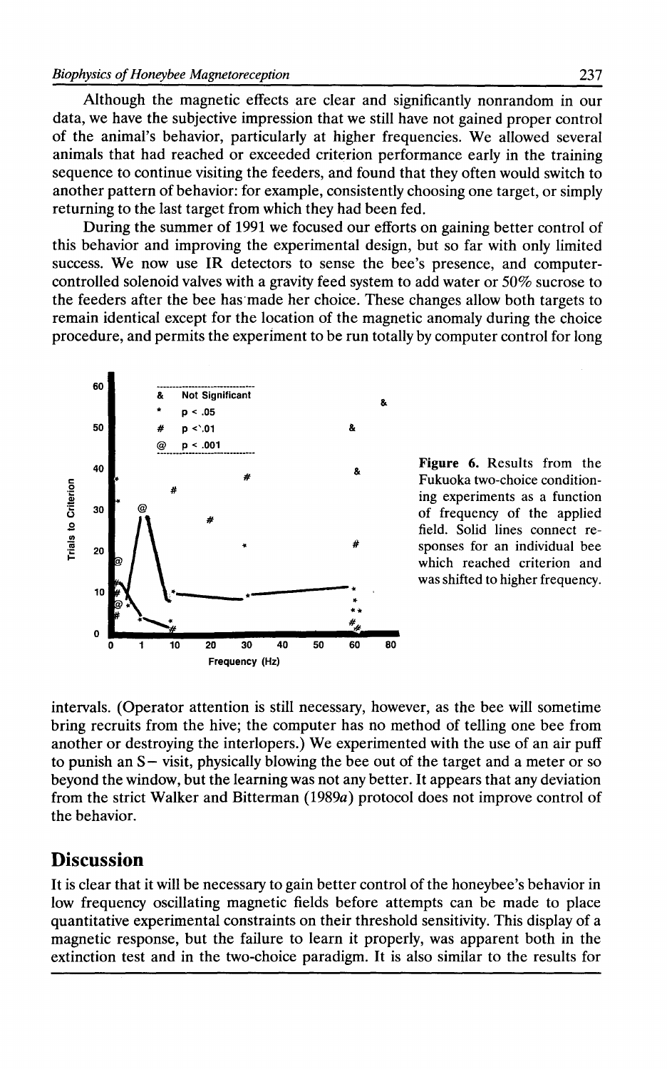Although the magnetic effects are clear and significantly nonrandom in our data, we have the subjective impression that we still have not gained proper control of the animal's behavior, particularly at higher frequencies. We allowed several animals that had reached or exceeded criterion performance early in the training sequence to continue visiting the feeders, and found that they often would switch to another pattern of behavior: for example, consistently choosing one target, or simply returning to the last target from which they had been fed.

During the summer of 1991 we focused our efforts on gaining better control of this behavior and improving the experimental design, but so far with only limited success. We now use IR detectors to sense the bee's presence, and computer-controlled solenoid valves with a gravity feed system to add water or 50% sucrose to the feeders after the bee has made her choice. These changes allow both targets to remain identical except for the location of the magnetic anomaly during the choice procedure, and permits the experiment to be run totally by computer control for long intervals. (Operator attention is still necessary, however, as the bee will sometime bring recruits from the hive; the computer has no method of telling one bee from another or destroying the interlopers.) We experimented with the use of an air puff to punish an S− visit, physically blowing the bee out of the target and a meter or so beyond the window, but the learning was not any better. It appears that any deviation from the strict Walker and Bitterman (1989*a*) protocol does not improve control of the behavior.

**Figure 6.** Results from the Fukuoka two-choice conditioning experiments as a function of frequency of the applied field. Solid lines connect responses for an individual bee which reached criterion and was shifted to higher frequency.

## Discussion

It is clear that it will be necessary to gain better control of the honeybee's behavior in low frequency oscillating magnetic fields before attempts can be made to place quantitative experimental constraints on their threshold sensitivity. This display of a magnetic response, but the failure to learn it properly, was apparent both in the extinction test and in the two-choice paradigm. It is also similar to the results for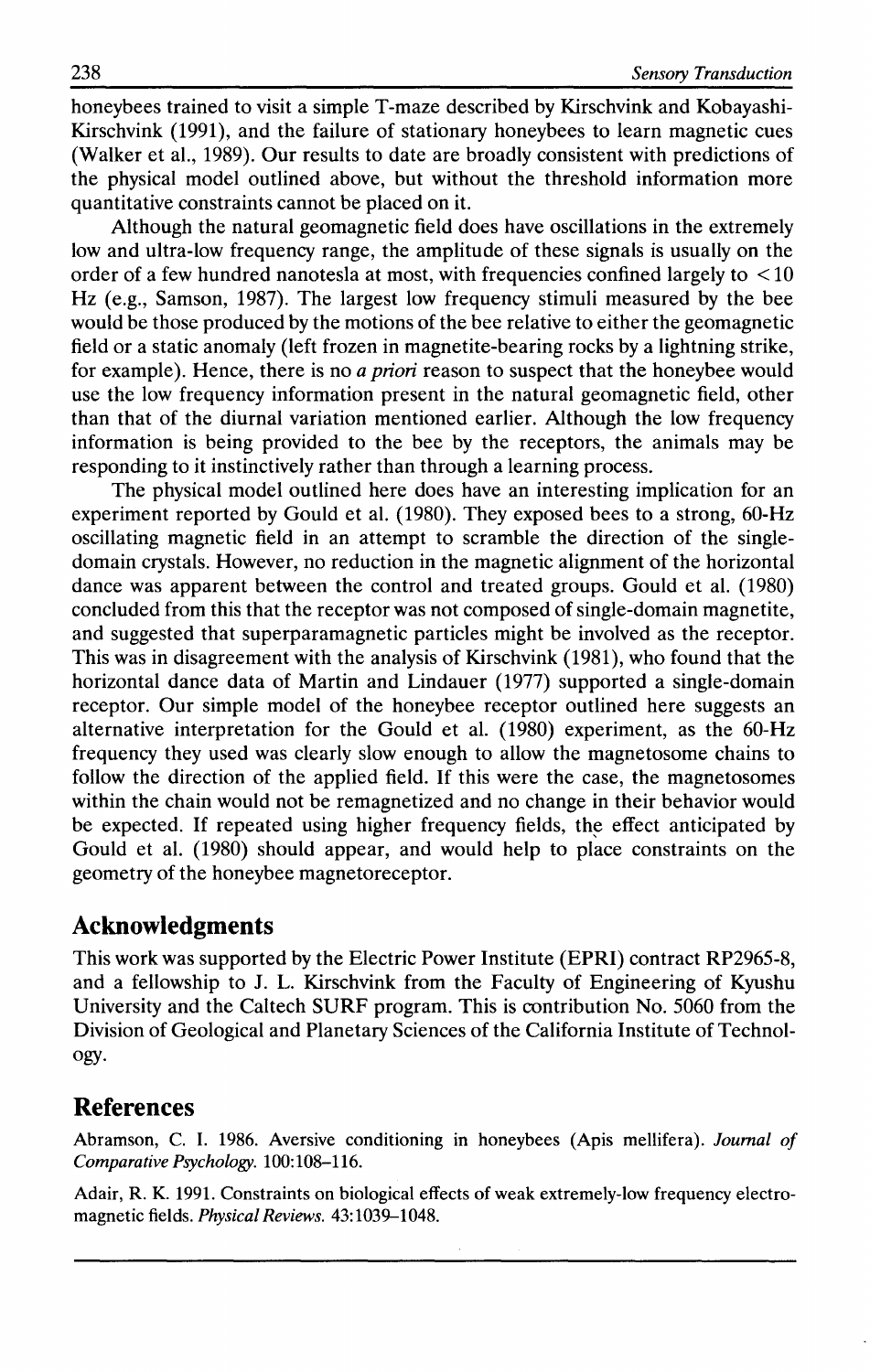honeybees trained to visit a simple T-maze described by Kirschvink and Kobayashi-Kirschvink (1991), and the failure of stationary honeybees to learn magnetic cues (Walker et al., 1989). Our results to date are broadly consistent with predictions of the physical model outlined above, but without the threshold information more quantitative constraints cannot be placed on it.

Although the natural geomagnetic field does have oscillations in the extremely low and ultra-low frequency range, the amplitude of these signals is usually on the order of a few hundred nanotesla at most, with frequencies confined largely to $< 10$ Hz (e.g., Samson, 1987). The largest low frequency stimuli measured by the bee would be those produced by the motions of the bee relative to either the geomagnetic field or a static anomaly (left frozen in magnetite-bearing rocks by a lightning strike, for example). Hence, there is no *a priori* reason to suspect that the honeybee would use the low frequency information present in the natural geomagnetic field, other than that of the diurnal variation mentioned earlier. Although the low frequency information is being provided to the bee by the receptors, the animals may be responding to it instinctively rather than through a learning process.

The physical model outlined here does have an interesting implication for an experiment reported by Gould et al. (1980). They exposed bees to a strong, 60-Hz oscillating magnetic field in an attempt to scramble the direction of the single-domain crystals. However, no reduction in the magnetic alignment of the horizontal dance was apparent between the control and treated groups. Gould et al. (1980) concluded from this that the receptor was not composed of single-domain magnetite, and suggested that superparamagnetic particles might be involved as the receptor. This was in disagreement with the analysis of Kirschvink (1981), who found that the horizontal dance data of Martin and Lindauer (1977) supported a single-domain receptor. Our simple model of the honeybee receptor outlined here suggests an alternative interpretation for the Gould et al. (1980) experiment, as the 60-Hz frequency they used was clearly slow enough to allow the magnetosome chains to follow the direction of the applied field. If this were the case, the magnetosomes within the chain would not be remagnetized and no change in their behavior would be expected. If repeated using higher frequency fields, the effect anticipated by Gould et al. (1980) should appear, and would help to place constraints on the geometry of the honeybee magnetoreceptor.

## Acknowledgments

This work was supported by the Electric Power Institute (EPRI) contract RP2965-8, and a fellowship to J. L. Kirschvink from the Faculty of Engineering of Kyushu University and the Caltech SURF program. This is contribution No. 5060 from the Division of Geological and Planetary Sciences of the California Institute of Technology.

## References

Abramson, C. I. 1986. Aversive conditioning in honeybees (Apis mellifera). *Journal of Comparative Psychology.* 100:108–116.

Adair, R. K. 1991. Constraints on biological effects of weak extremely-low frequency electromagnetic fields. *Physical Reviews.* 43:1039–1048.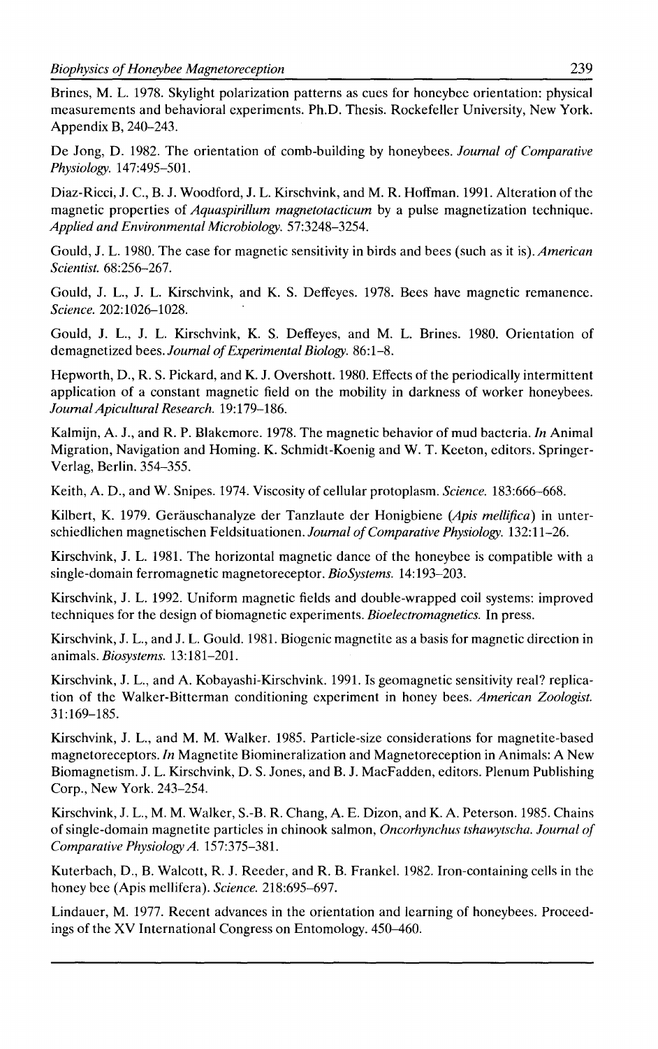Brines, M. L. 1978. Skylight polarization patterns as cues for honeybee orientation: physical measurements and behavioral experiments. Ph.D. Thesis. Rockefeller University, New York. Appendix B, 240–243.

De Jong, D. 1982. The orientation of comb-building by honeybees. *Journal of Comparative Physiology.* 147:495–501.

Diaz-Ricci, J. C., B. J. Woodford, J. L. Kirschvink, and M. R. Hoffman. 1991. Alteration of the magnetic properties of *Aquaspirillum magnetotacticum* by a pulse magnetization technique. *Applied and Environmental Microbiology.* 57:3248–3254.

Gould, J. L. 1980. The case for magnetic sensitivity in birds and bees (such as it is). *American Scientist.* 68:256–267.

Gould, J. L., J. L. Kirschvink, and K. S. Deffeyes. 1978. Bees have magnetic remanence. *Science.* 202:1026–1028.

Gould, J. L., J. L. Kirschvink, K. S. Deffeyes, and M. L. Brines. 1980. Orientation of demagnetized bees. *Journal of Experimental Biology.* 86:1–8.

Hepworth, D., R. S. Pickard, and K. J. Overshott. 1980. Effects of the periodically intermittent application of a constant magnetic field on the mobility in darkness of worker honeybees. *Journal Apicultural Research.* 19:179–186.

Kalmijn, A. J., and R. P. Blakemore. 1978. The magnetic behavior of mud bacteria. *In* Animal Migration, Navigation and Homing. K. Schmidt-Koenig and W. T. Keeton, editors. Springer-Verlag, Berlin. 354–355.

Keith, A. D., and W. Snipes. 1974. Viscosity of cellular protoplasm. *Science.* 183:666–668.

Kilbert, K. 1979. Geräuschanalyze der Tanzlaute der Honigbiene (*Apis mellifica*) in unterschiedlichen magnetischen Feldsituationen. *Journal of Comparative Physiology.* 132:11–26.

Kirschvink, J. L. 1981. The horizontal magnetic dance of the honeybee is compatible with a single-domain ferromagnetic magnetoreceptor. *BioSystems.* 14:193–203.

Kirschvink, J. L. 1992. Uniform magnetic fields and double-wrapped coil systems: improved techniques for the design of biomagnetic experiments. *Bioelectromagnetics.* In press.

Kirschvink, J. L., and J. L. Gould. 1981. Biogenic magnetite as a basis for magnetic direction in animals. *Biosystems.* 13:181–201.

Kirschvink, J. L., and A. Kobayashi-Kirschvink. 1991. Is geomagnetic sensitivity real? replication of the Walker-Bitterman conditioning experiment in honey bees. *American Zoologist.* 31:169–185.

Kirschvink, J. L., and M. M. Walker. 1985. Particle-size considerations for magnetite-based magnetoreceptors. *In* Magnetite Biomineralization and Magnetoreception in Animals: A New Biomagnetism. J. L. Kirschvink, D. S. Jones, and B. J. MacFadden, editors. Plenum Publishing Corp., New York. 243–254.

Kirschvink, J. L., M. M. Walker, S.-B. R. Chang, A. E. Dizon, and K. A. Peterson. 1985. Chains of single-domain magnetite particles in chinook salmon, *Oncorhynchus tshawytscha*. *Journal of Comparative Physiology A.* 157:375–381.

Kuterbach, D., B. Walcott, R. J. Reeder, and R. B. Frankel. 1982. Iron-containing cells in the honey bee (Apis mellifera). *Science.* 218:695–697.

Lindauer, M. 1977. Recent advances in the orientation and learning of honeybees. Proceedings of the XV International Congress on Entomology. 450–460.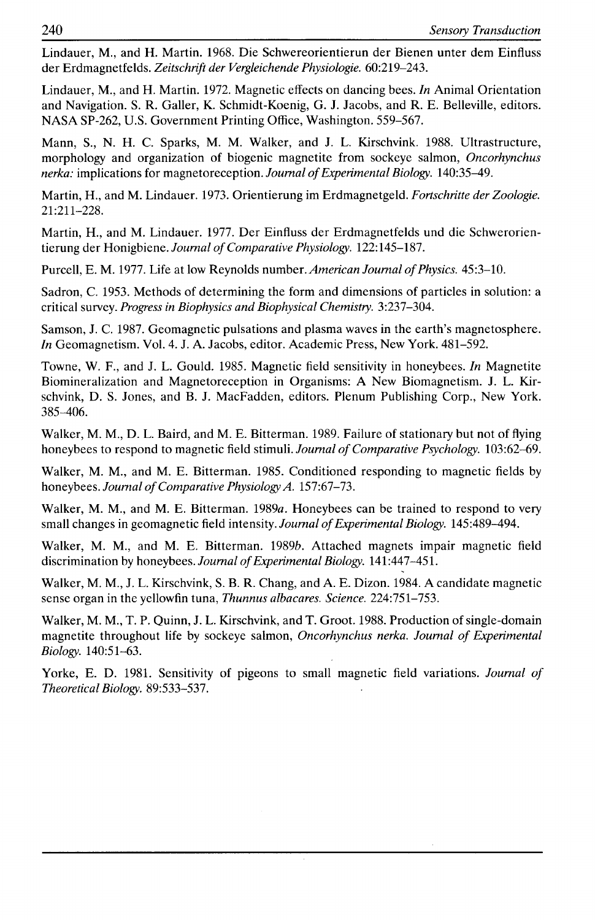Lindauer, M., and H. Martin. 1968. Die Schwereorientierun der Bienen unter dem Einfluss der Erdmagnetfelds. *Zeitschrift der Vergleichende Physiologie.* 60:219–243.

Lindauer, M., and H. Martin. 1972. Magnetic effects on dancing bees. *In* Animal Orientation and Navigation. S. R. Galler, K. Schmidt-Koenig, G. J. Jacobs, and R. E. Belleville, editors. NASA SP-262, U.S. Government Printing Office, Washington. 559–567.

Mann, S., N. H. C. Sparks, M. M. Walker, and J. L. Kirschvink. 1988. Ultrastructure, morphology and organization of biogenic magnetite from sockeye salmon, *Oncorhynchus nerka:* implications for magnetoreception. *Journal of Experimental Biology.* 140:35–49.

Martin, H., and M. Lindauer. 1973. Orientierung im Erdmagnetgeld. *Fortschritte der Zoologie.* 21:211–228.

Martin, H., and M. Lindauer. 1977. Der Einfluss der Erdmagnetfelds und die Schwerorientierung der Honigbiene. *Journal of Comparative Physiology.* 122:145–187.

Purcell, E. M. 1977. Life at low Reynolds number. *American Journal of Physics.* 45:3–10.

Sadron, C. 1953. Methods of determining the form and dimensions of particles in solution: a critical survey. *Progress in Biophysics and Biophysical Chemistry.* 3:237–304.

Samson, J. C. 1987. Geomagnetic pulsations and plasma waves in the earth's magnetosphere. *In* Geomagnetism. Vol. 4. J. A. Jacobs, editor. Academic Press, New York. 481–592.

Towne, W. F., and J. L. Gould. 1985. Magnetic field sensitivity in honeybees. *In* Magnetite Biomineralization and Magnetoreception in Organisms: A New Biomagnetism. J. L. Kirschvink, D. S. Jones, and B. J. MacFadden, editors. Plenum Publishing Corp., New York. 385–406.

Walker, M. M., D. L. Baird, and M. E. Bitterman. 1989. Failure of stationary but not of flying honeybees to respond to magnetic field stimuli. *Journal of Comparative Psychology.* 103:62–69.

Walker, M. M., and M. E. Bitterman. 1985. Conditioned responding to magnetic fields by honeybees. *Journal of Comparative Physiology A.* 157:67–73.

Walker, M. M., and M. E. Bitterman. 1989*a*. Honeybees can be trained to respond to very small changes in geomagnetic field intensity. *Journal of Experimental Biology.* 145:489–494.

Walker, M. M., and M. E. Bitterman. 1989*b*. Attached magnets impair magnetic field discrimination by honeybees. *Journal of Experimental Biology.* 141:447–451.

Walker, M. M., J. L. Kirschvink, S. B. R. Chang, and A. E. Dizon. 1984. A candidate magnetic sense organ in the yellowfin tuna, *Thunnus albacares. Science.* 224:751–753.

Walker, M. M., T. P. Quinn, J. L. Kirschvink, and T. Groot. 1988. Production of single-domain magnetite throughout life by sockeye salmon, *Oncorhynchus nerka. Journal of Experimental Biology.* 140:51–63.

Yorke, E. D. 1981. Sensitivity of pigeons to small magnetic field variations. *Journal of Theoretical Biology.* 89:533–537.